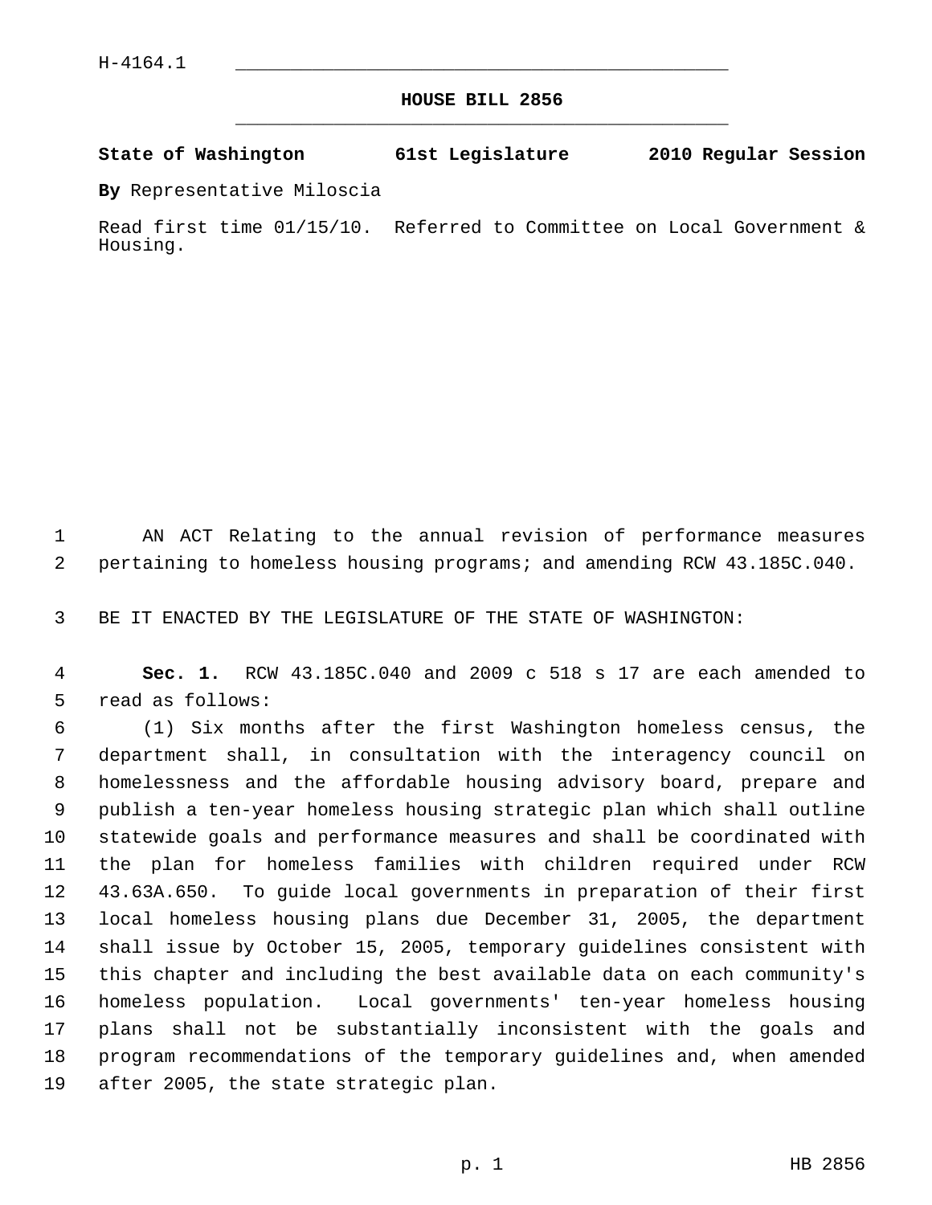H-4164.1

# HOUSE BILL 2856

**State of Washington 61st Legislature 2010 Regular Session**

**By** Representative Miloscia

Read first time 01/15/10. Referred to Committee on Local Government & Housing.

AN ACT Relating to the annual revision of performance measures pertaining to homeless housing programs; and amending RCW 43.185C.040.

BE IT ENACTED BY THE LEGISLATURE OF THE STATE OF WASHINGTON:

**Sec. 1.** RCW 43.185C.040 and 2009 c 518 s 17 are each amended to read as follows:

(1) Six months after the first Washington homeless census, the department shall, in consultation with the interagency council on homelessness and the affordable housing advisory board, prepare and publish a ten-year homeless housing strategic plan which shall outline statewide goals and performance measures and shall be coordinated with the plan for homeless families with children required under RCW 43.63A.650. To guide local governments in preparation of their first local homeless housing plans due December 31, 2005, the department shall issue by October 15, 2005, temporary guidelines consistent with this chapter and including the best available data on each community's homeless population. Local governments' ten-year homeless housing plans shall not be substantially inconsistent with the goals and program recommendations of the temporary guidelines and, when amended after 2005, the state strategic plan.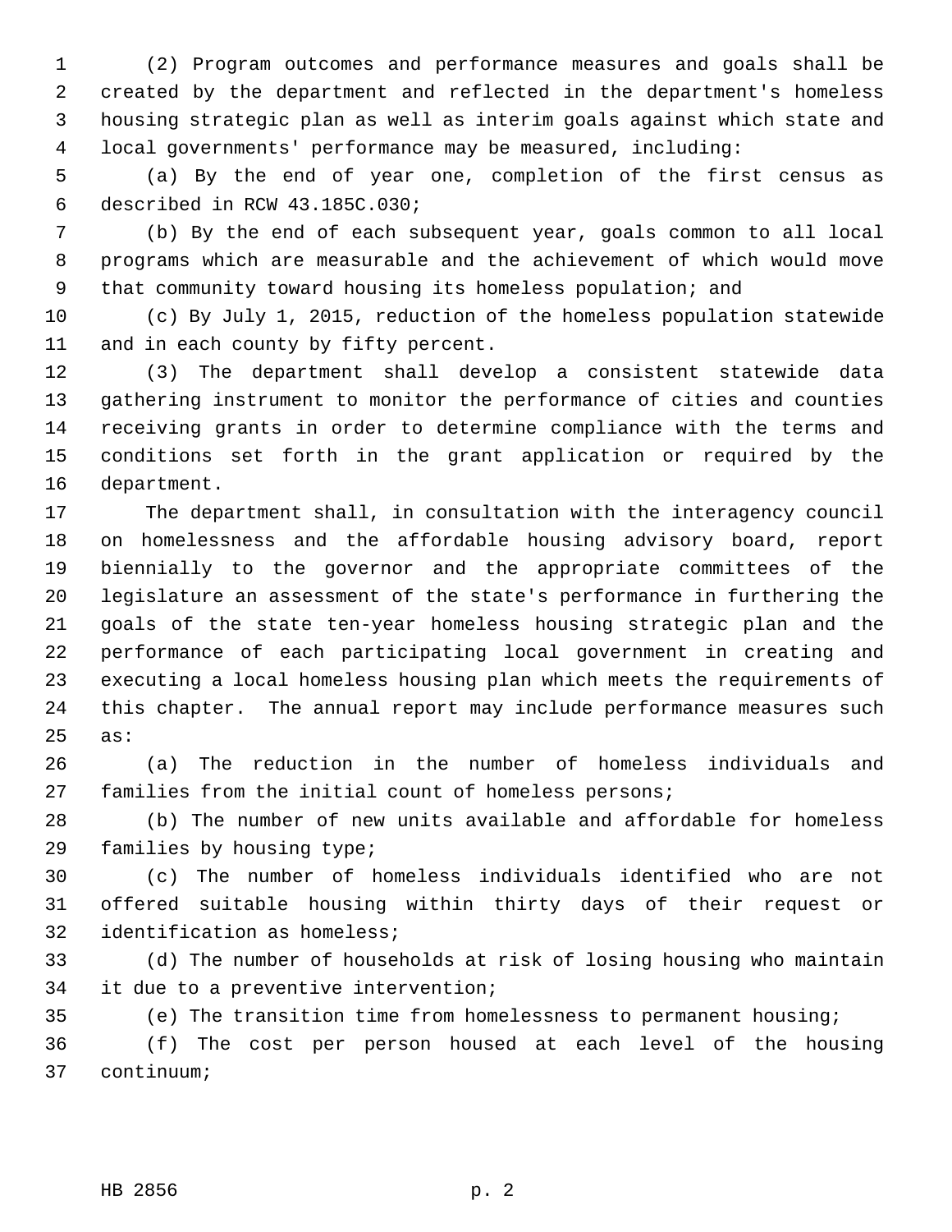(2) Program outcomes and performance measures and goals shall be created by the department and reflected in the department's homeless housing strategic plan as well as interim goals against which state and local governments' performance may be measured, including:

(a) By the end of year one, completion of the first census as described in RCW 43.185C.030;

(b) By the end of each subsequent year, goals common to all local programs which are measurable and the achievement of which would move that community toward housing its homeless population; and

(c) By July 1, 2015, reduction of the homeless population statewide and in each county by fifty percent.

(3) The department shall develop a consistent statewide data gathering instrument to monitor the performance of cities and counties receiving grants in order to determine compliance with the terms and conditions set forth in the grant application or required by the department.

The department shall, in consultation with the interagency council on homelessness and the affordable housing advisory board, report biennially to the governor and the appropriate committees of the legislature an assessment of the state's performance in furthering the goals of the state ten-year homeless housing strategic plan and the performance of each participating local government in creating and executing a local homeless housing plan which meets the requirements of this chapter. The annual report may include performance measures such as:

(a) The reduction in the number of homeless individuals and families from the initial count of homeless persons;

(b) The number of new units available and affordable for homeless families by housing type;

(c) The number of homeless individuals identified who are not offered suitable housing within thirty days of their request or identification as homeless;

(d) The number of households at risk of losing housing who maintain it due to a preventive intervention;

(e) The transition time from homelessness to permanent housing;

(f) The cost per person housed at each level of the housing continuum;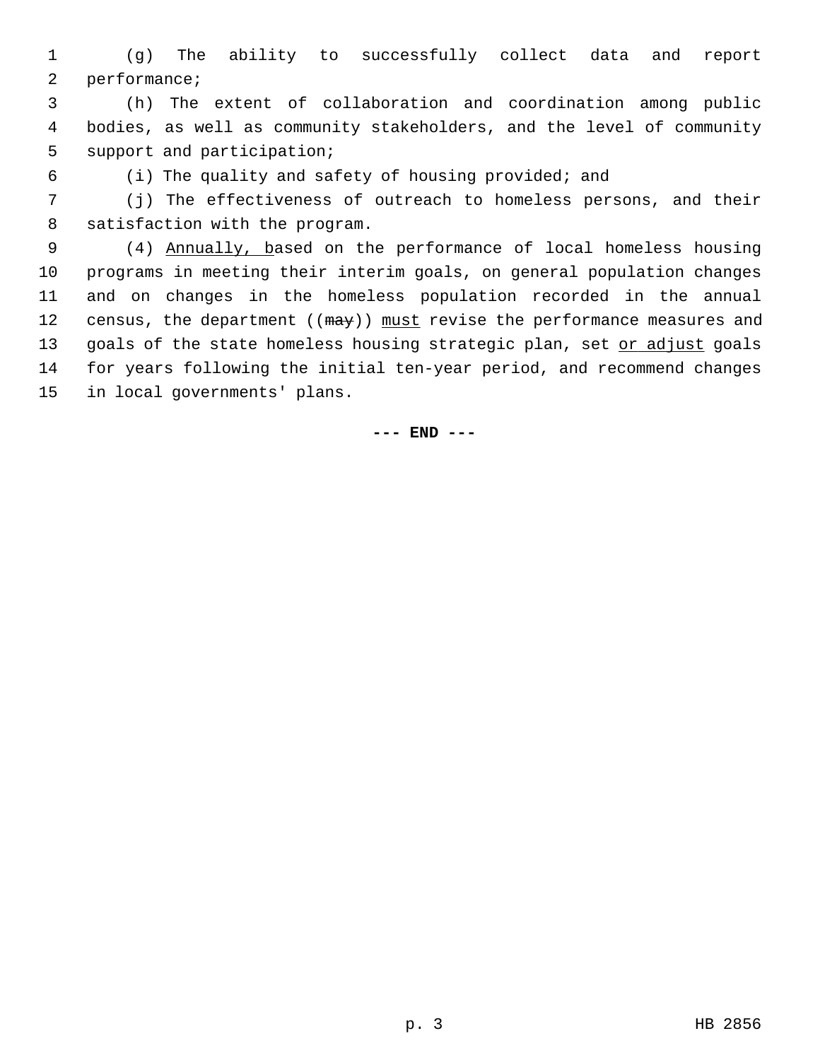(g) The ability to successfully collect data and report performance;

(h) The extent of collaboration and coordination among public bodies, as well as community stakeholders, and the level of community support and participation;

(i) The quality and safety of housing provided; and

(j) The effectiveness of outreach to homeless persons, and their satisfaction with the program.

(4) Annually, based on the performance of local homeless housing programs in meeting their interim goals, on general population changes and on changes in the homeless population recorded in the annual census, the department ((~~may~~)) must revise the performance measures and goals of the state homeless housing strategic plan, set or adjust goals for years following the initial ten-year period, and recommend changes in local governments' plans.

**--- END ---**